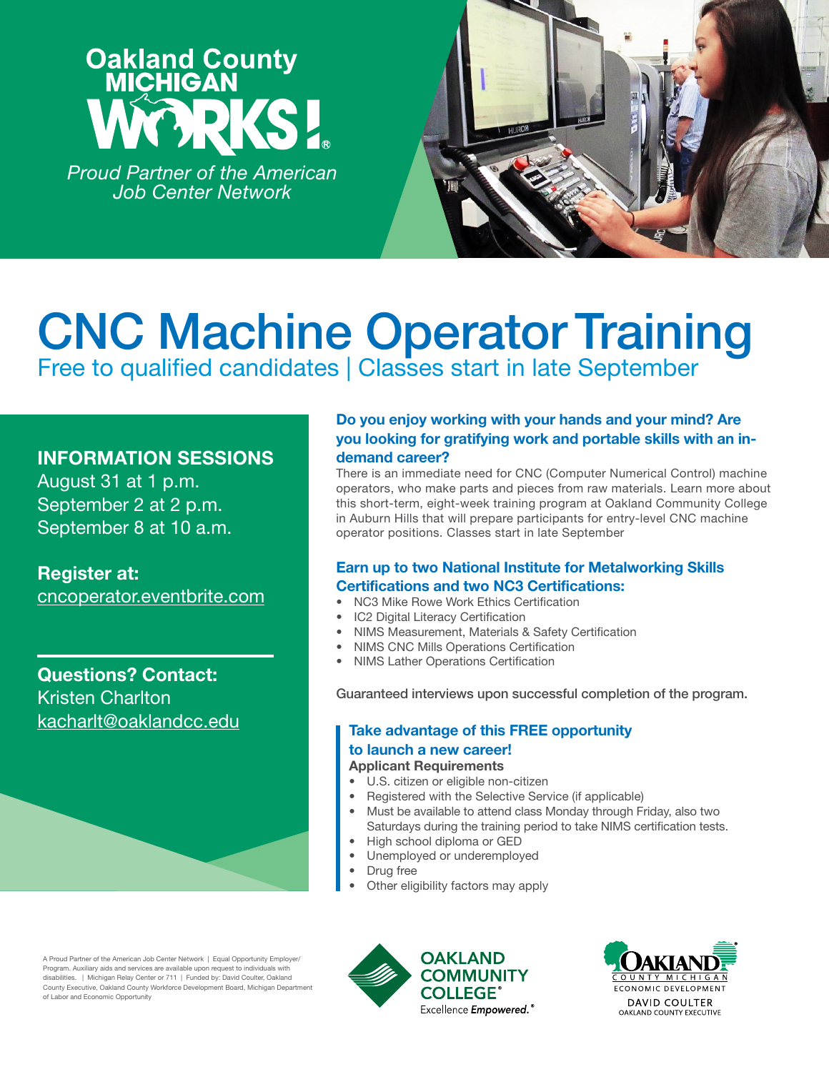Oakland County MICHIGAN WORKS!®

*Proud Partner of the American Job Center Network*

# CNC Machine Operator Training

## Free to qualified candidates | Classes start in late September

### INFORMATION SESSIONS

August 31 at 1 p.m.
September 2 at 2 p.m.
September 8 at 10 a.m.

**Register at:**
cncoperator.eventbrite.com

**Questions? Contact:**
Kristen Charlton
kacharlt@oaklandcc.edu

### Do you enjoy working with your hands and your mind? Are you looking for gratifying work and portable skills with an in-demand career?

There is an immediate need for CNC (Computer Numerical Control) machine operators, who make parts and pieces from raw materials. Learn more about this short-term, eight-week training program at Oakland Community College in Auburn Hills that will prepare participants for entry-level CNC machine operator positions. Classes start in late September

### Earn up to two National Institute for Metalworking Skills Certifications and two NC3 Certifications:

- NC3 Mike Rowe Work Ethics Certification
- IC2 Digital Literacy Certification
- NIMS Measurement, Materials & Safety Certification
- NIMS CNC Mills Operations Certification
- NIMS Lather Operations Certification

Guaranteed interviews upon successful completion of the program.

### Take advantage of this FREE opportunity to launch a new career!

**Applicant Requirements**

- U.S. citizen or eligible non-citizen
- Registered with the Selective Service (if applicable)
- Must be available to attend class Monday through Friday, also two Saturdays during the training period to take NIMS certification tests.
- High school diploma or GED
- Unemployed or underemployed
- Drug free
- Other eligibility factors may apply

A Proud Partner of the American Job Center Network | Equal Opportunity Employer/Program. Auxiliary aids and services are available upon request to individuals with disabilities. | Michigan Relay Center or 711 | Funded by: David Coulter, Oakland County Executive, Oakland County Workforce Development Board, Michigan Department of Labor and Economic Opportunity

OAKLAND COMMUNITY COLLEGE® Excellence *Empowered.*®

OAKLAND COUNTY MICHIGAN ECONOMIC DEVELOPMENT DAVID COULTER OAKLAND COUNTY EXECUTIVE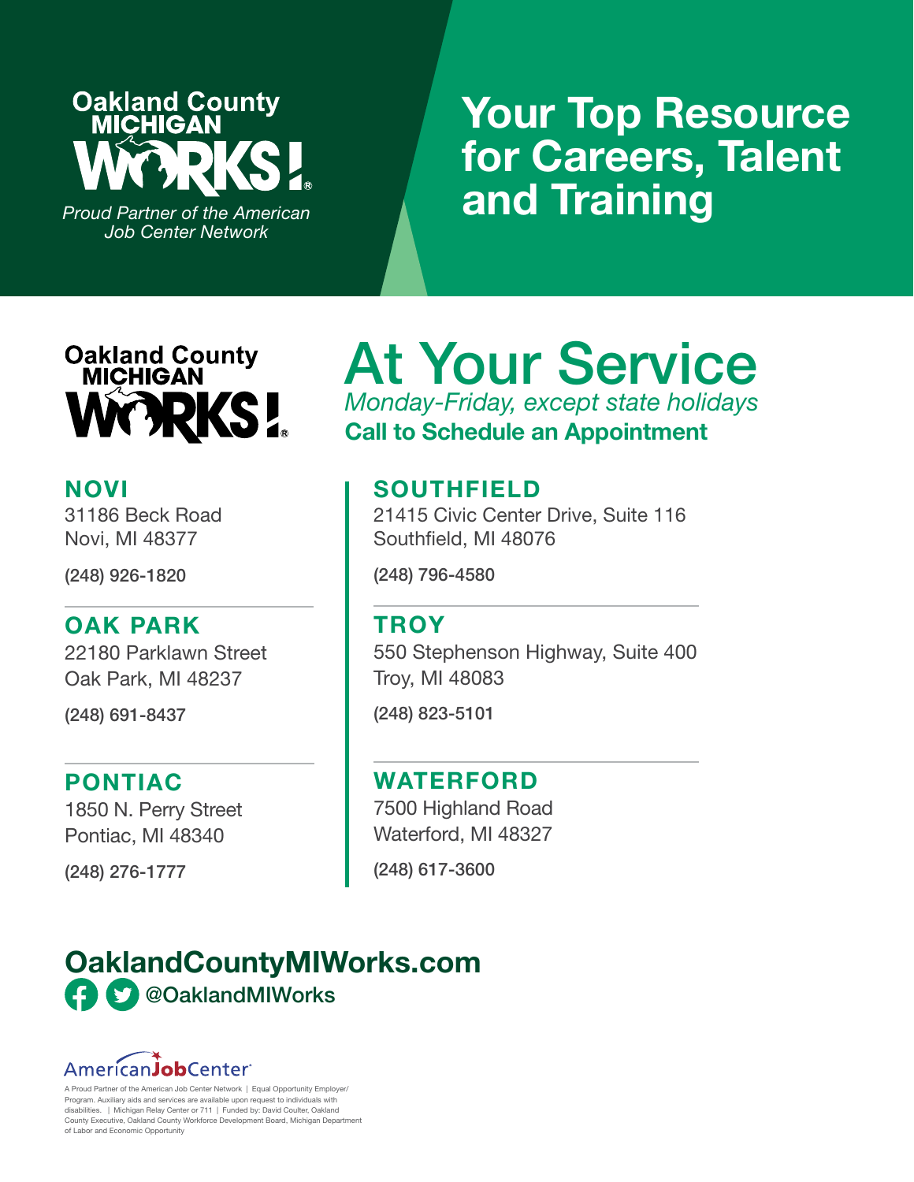Oakland County MICHIGAN WORKS!

*Proud Partner of the American Job Center Network*

# Your Top Resource for Careers, Talent and Training

Oakland County MICHIGAN WORKS!

## At Your Service

*Monday-Friday, except state holidays*

**Call to Schedule an Appointment**

### NOVI

31186 Beck Road
Novi, MI 48377

(248) 926-1820

### OAK PARK

22180 Parklawn Street
Oak Park, MI 48237

(248) 691-8437

### PONTIAC

1850 N. Perry Street
Pontiac, MI 48340

(248) 276-1777

### SOUTHFIELD

21415 Civic Center Drive, Suite 116
Southfield, MI 48076

(248) 796-4580

### TROY

550 Stephenson Highway, Suite 400
Troy, MI 48083

(248) 823-5101

### WATERFORD

7500 Highland Road
Waterford, MI 48327

(248) 617-3600

## OaklandCountyMIWorks.com

@OaklandMIWorks

AmericanJobCenter

A Proud Partner of the American Job Center Network | Equal Opportunity Employer/Program. Auxiliary aids and services are available upon request to individuals with disabilities. | Michigan Relay Center or 711 | Funded by: David Coulter, Oakland County Executive, Oakland County Workforce Development Board, Michigan Department of Labor and Economic Opportunity